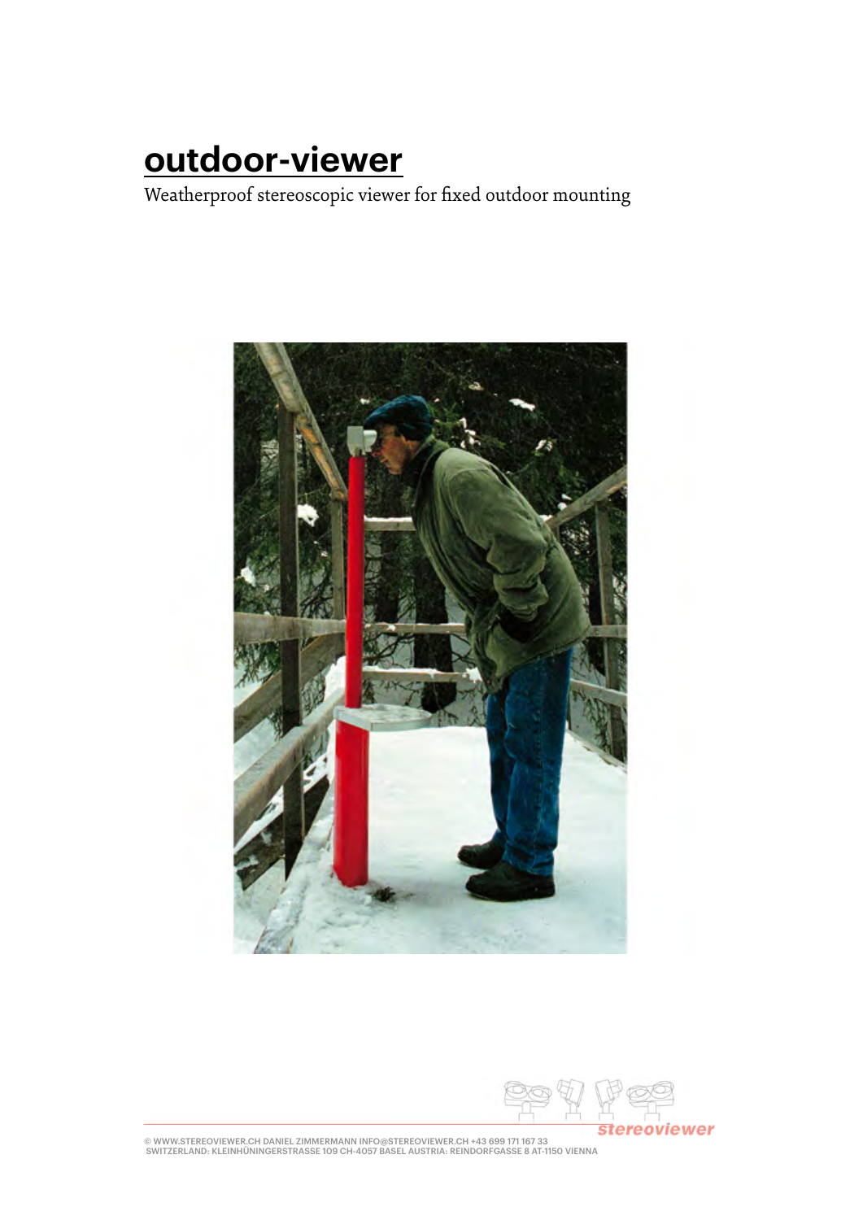# outdoor-viewer

Weatherproof stereoscopic viewer for fixed outdoor mounting

stereoviewer

© WWW.STEREOVIEWER.CH DANIEL ZIMMERMANN INFO@STEREOVIEWER.CH +43 699 171 167 33
SWITZERLAND: KLEINHÜNINGERSTRASSE 109 CH-4057 BASEL AUSTRIA: REINDORFGASSE 8 AT-1150 VIENNA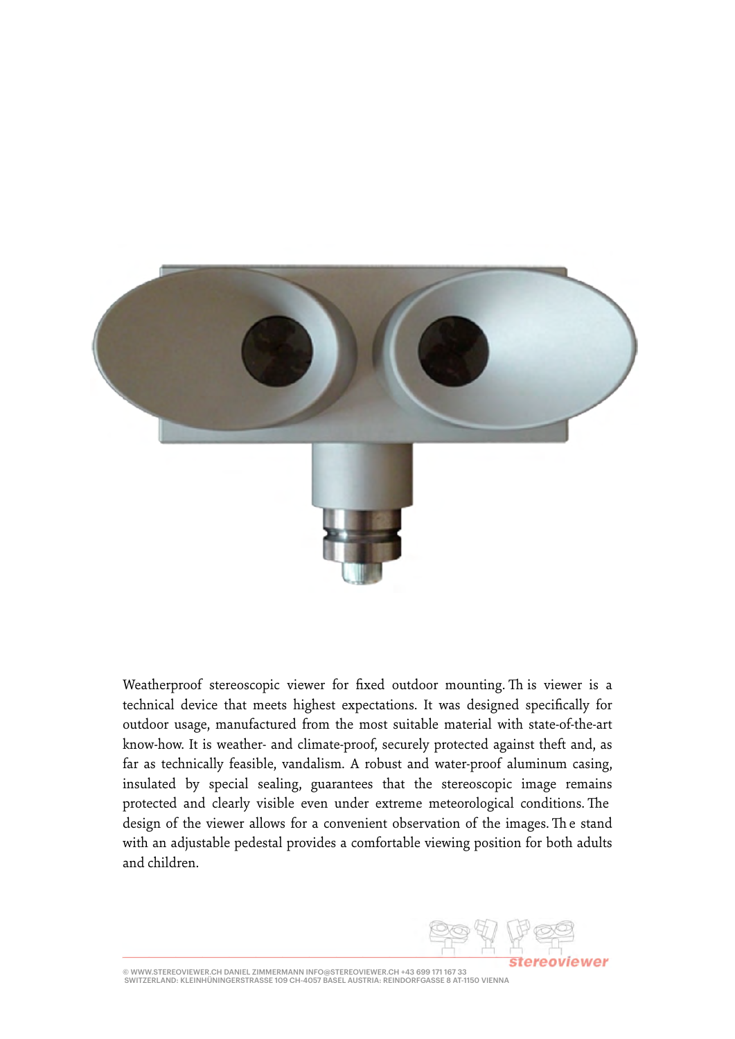Weatherproof stereoscopic viewer for fixed outdoor mounting. This viewer is a technical device that meets highest expectations. It was designed specifically for outdoor usage, manufactured from the most suitable material with state-of-the-art know-how. It is weather- and climate-proof, securely protected against theft and, as far as technically feasible, vandalism. A robust and water-proof aluminum casing, insulated by special sealing, guarantees that the stereoscopic image remains protected and clearly visible even under extreme meteorological conditions. The design of the viewer allows for a convenient observation of the images. The stand with an adjustable pedestal provides a comfortable viewing position for both adults and children.

stereoviewer

© WWW.STEREOVIEWER.CH DANIEL ZIMMERMANN INFO@STEREOVIEWER.CH +43 699 171 167 33
SWITZERLAND: KLEINHÜNINGERSTRASSE 109 CH-4057 BASEL AUSTRIA: REINDORFGASSE 8 AT-1150 VIENNA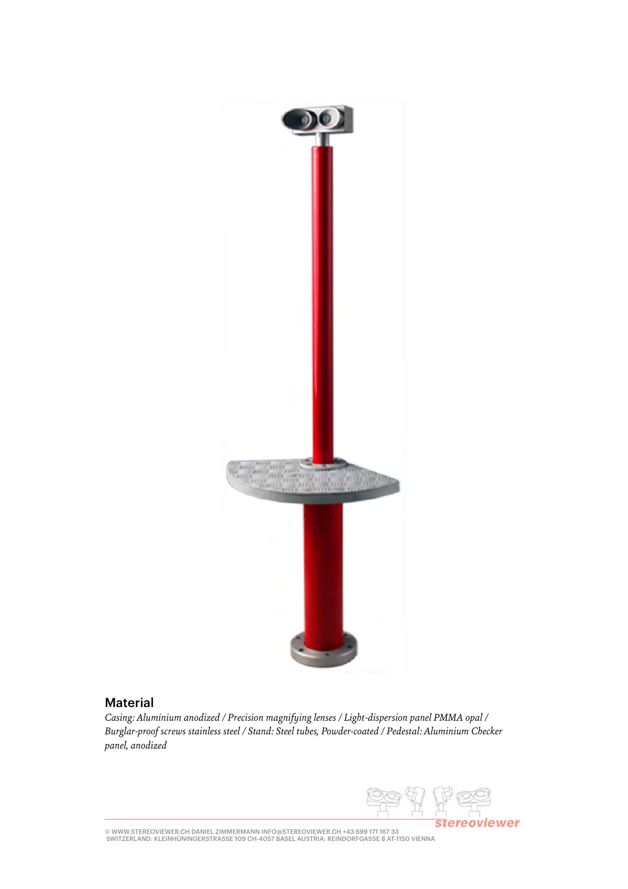## Material

*Casing: Aluminium anodized / Precision magnifying lenses / Light-dispersion panel PMMA opal / Burglar-proof screws stainless steel / Stand: Steel tubes, Powder-coated / Pedestal: Aluminium Checker panel, anodized*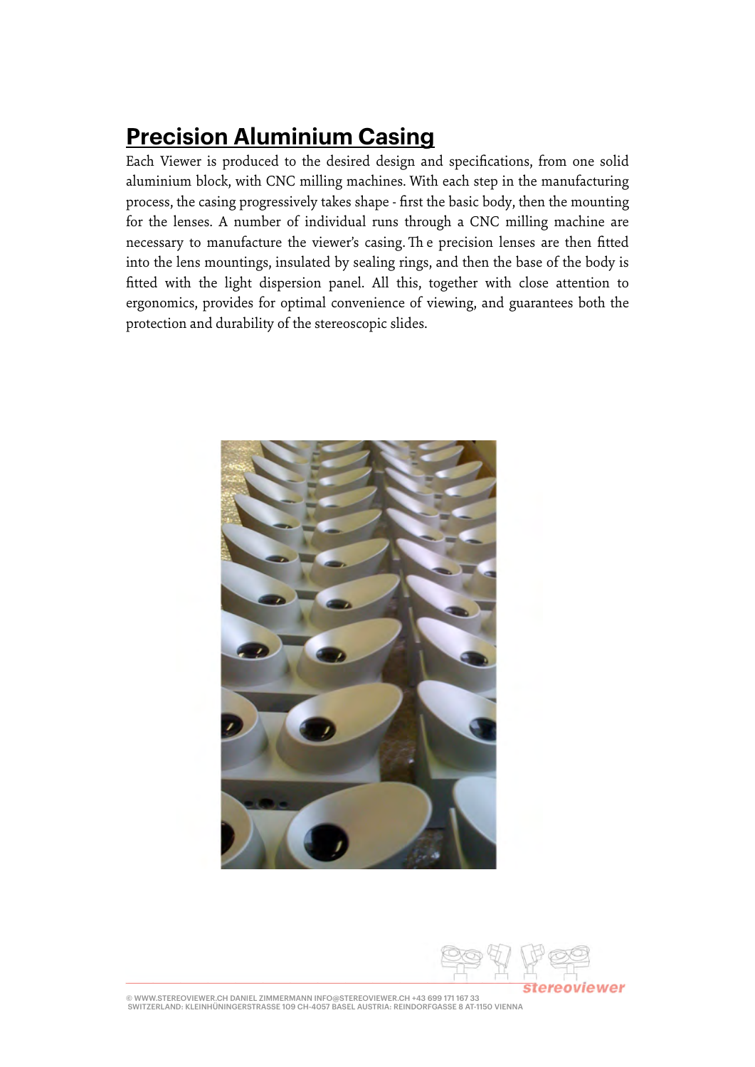## Precision Aluminium Casing

Each Viewer is produced to the desired design and specifications, from one solid aluminium block, with CNC milling machines. With each step in the manufacturing process, the casing progressively takes shape - first the basic body, then the mounting for the lenses. A number of individual runs through a CNC milling machine are necessary to manufacture the viewer's casing. The precision lenses are then fitted into the lens mountings, insulated by sealing rings, and then the base of the body is fitted with the light dispersion panel. All this, together with close attention to ergonomics, provides for optimal convenience of viewing, and guarantees both the protection and durability of the stereoscopic slides.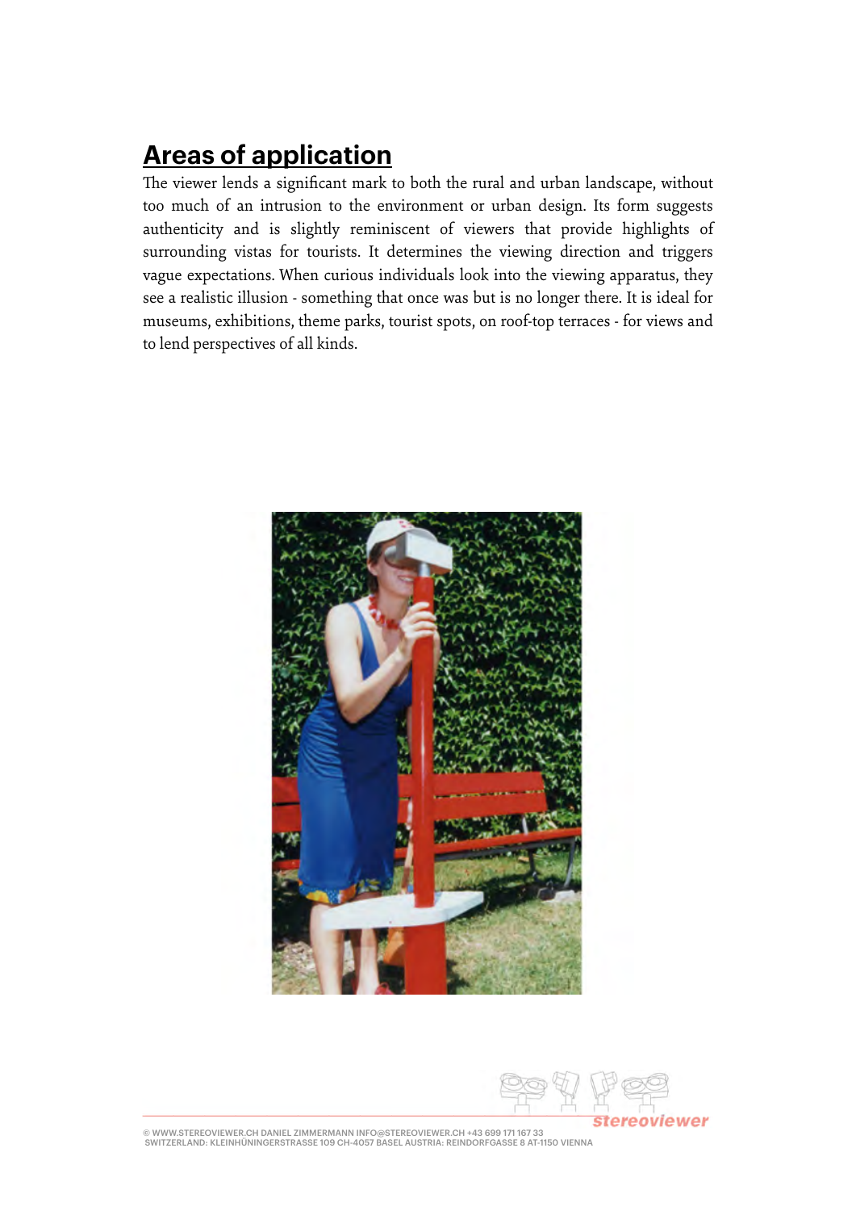## Areas of application

The viewer lends a significant mark to both the rural and urban landscape, without too much of an intrusion to the environment or urban design. Its form suggests authenticity and is slightly reminiscent of viewers that provide highlights of surrounding vistas for tourists. It determines the viewing direction and triggers vague expectations. When curious individuals look into the viewing apparatus, they see a realistic illusion - something that once was but is no longer there. It is ideal for museums, exhibitions, theme parks, tourist spots, on roof-top terraces - for views and to lend perspectives of all kinds.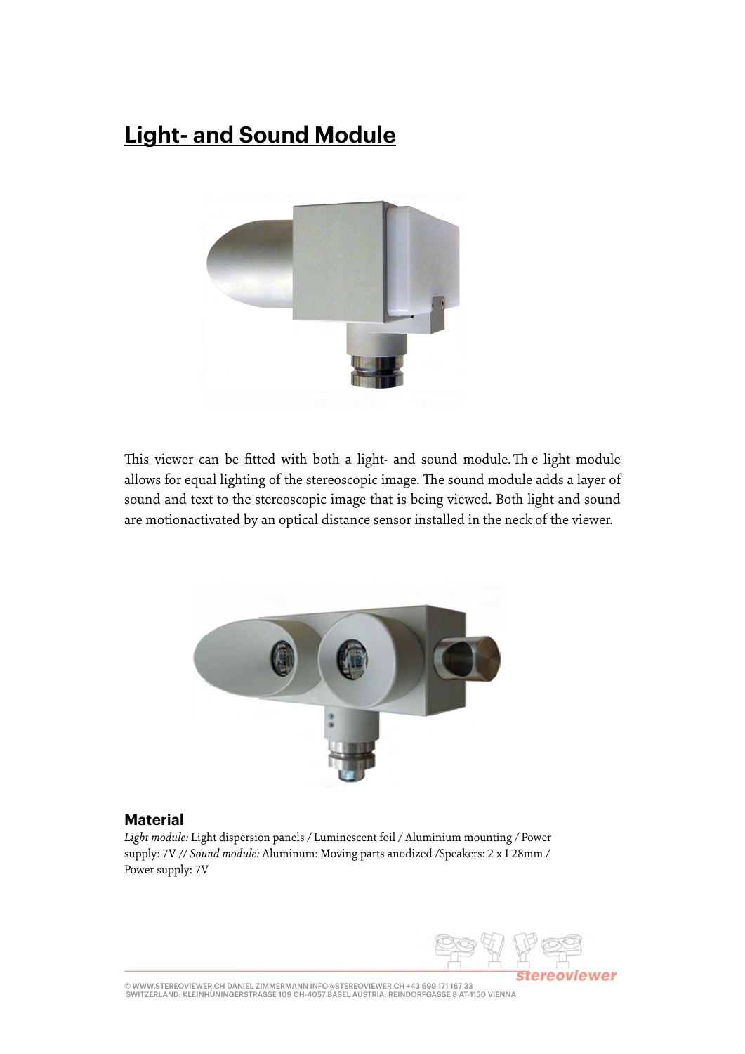# Light- and Sound Module

This viewer can be fitted with both a light- and sound module. The light module allows for equal lighting of the stereoscopic image. The sound module adds a layer of sound and text to the stereoscopic image that is being viewed. Both light and sound are motionactivated by an optical distance sensor installed in the neck of the viewer.

### Material

*Light module:* Light dispersion panels / Luminescent foil / Aluminium mounting / Power supply: 7V // *Sound module:* Aluminum: Moving parts anodized /Speakers: 2 x I 28mm / Power supply: 7V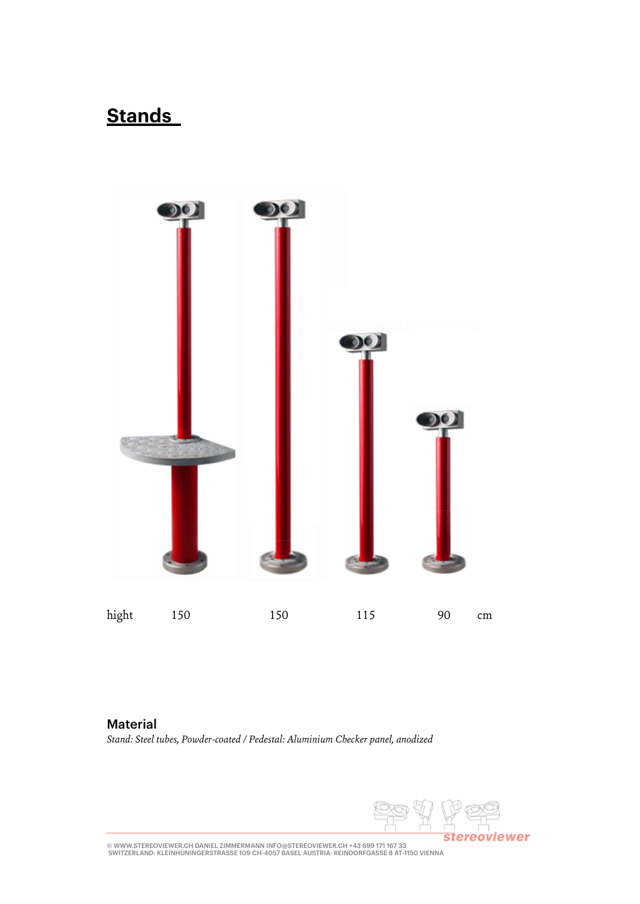## Stands

| hight | 150 | 150 | 115 | 90 | cm |
|---|---|---|---|---|---|

### Material

*Stand: Steel tubes, Powder-coated / Pedestal: Aluminium Checker panel, anodized*

© WWW.STEREOVIEWER.CH DANIEL ZIMMERMANN INFO@STEREOVIEWER.CH +43 699 171 167 33
SWITZERLAND: KLEINHÜNINGERSTRASSE 109 CH-4057 BASEL AUSTRIA: REINDORFGASSE 8 AT-1150 VIENNA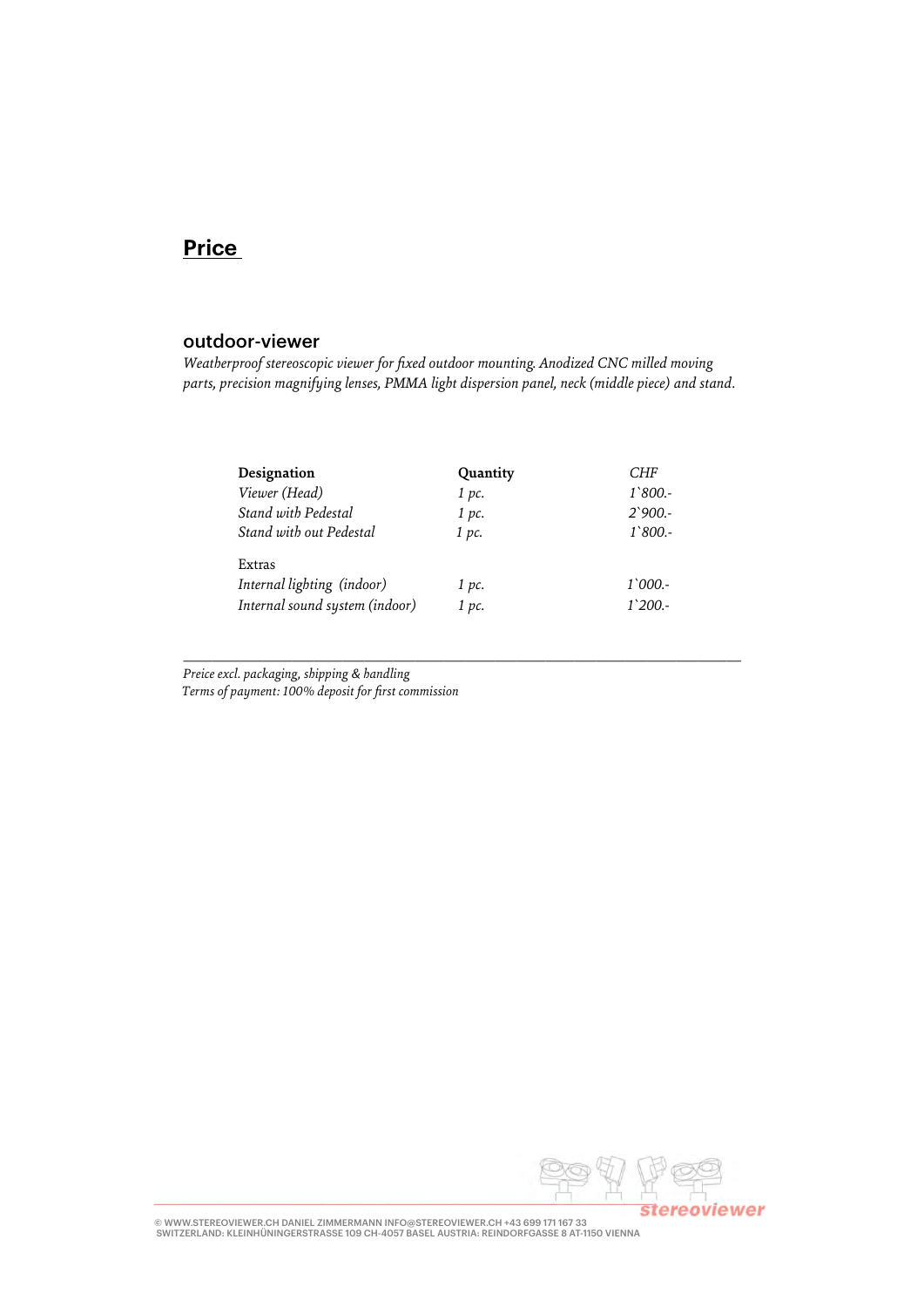# Price

## outdoor-viewer

*Weatherproof stereoscopic viewer for fixed outdoor mounting. Anodized CNC milled moving parts, precision magnifying lenses, PMMA light dispersion panel, neck (middle piece) and stand.*

| **Designation** | **Quantity** | *CHF* |
|---|---|---|
| *Viewer (Head)* | *1 pc.* | *1`800.-* |
| *Stand with Pedestal* | *1 pc.* | *2`900.-* |
| *Stand with out Pedestal* | *1 pc.* | *1`800.-* |
| Extras | | |
| *Internal lighting (indoor)* | *1 pc.* | *1`000.-* |
| *Internal sound system (indoor)* | *1 pc.* | *1`200.-* |

---

*Preice excl. packaging, shipping & handling*
*Terms of payment: 100% deposit for first commission*

stereoviewer

© WWW.STEREOVIEWER.CH DANIEL ZIMMERMANN INFO@STEREOVIEWER.CH +43 699 171 167 33
SWITZERLAND: KLEINHÜNINGERSTRASSE 109 CH-4057 BASEL AUSTRIA: REINDORFGASSE 8 AT-1150 VIENNA